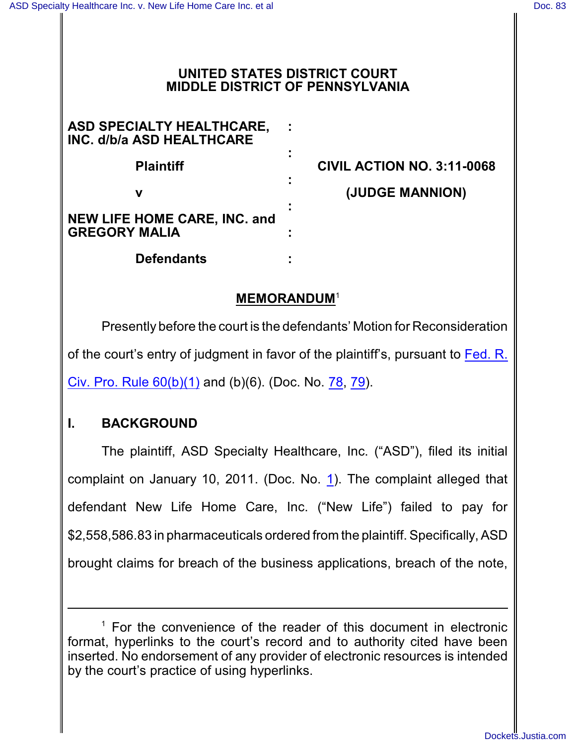**UNITED STATES DISTRICT COURT**
**MIDDLE DISTRICT OF PENNSYLVANIA**

| | | |
|---|---|---|
| **ASD SPECIALTY HEALTHCARE, INC. d/b/a ASD HEALTHCARE** | : | |
| | : | |
| **Plaintiff** | : | **CIVIL ACTION NO. 3:11-0068** |
| **v** | : | **(JUDGE MANNION)** |
| **NEW LIFE HOME CARE, INC. and GREGORY MALIA** | : | |
| **Defendants** | : | |

## MEMORANDUM[1]

Presently before the court is the defendants' Motion for Reconsideration of the court's entry of judgment in favor of the plaintiff's, pursuant to Fed. R. Civ. Pro. Rule 60(b)(1) and (b)(6). (Doc. No. 78, 79).

## I. BACKGROUND

The plaintiff, ASD Specialty Healthcare, Inc. ("ASD"), filed its initial complaint on January 10, 2011. (Doc. No. 1). The complaint alleged that defendant New Life Home Care, Inc. ("New Life") failed to pay for $2,558,586.83 in pharmaceuticals ordered from the plaintiff. Specifically, ASD brought claims for breach of the business applications, breach of the note,

---

[1] For the convenience of the reader of this document in electronic format, hyperlinks to the court's record and to authority cited have been inserted. No endorsement of any provider of electronic resources is intended by the court's practice of using hyperlinks.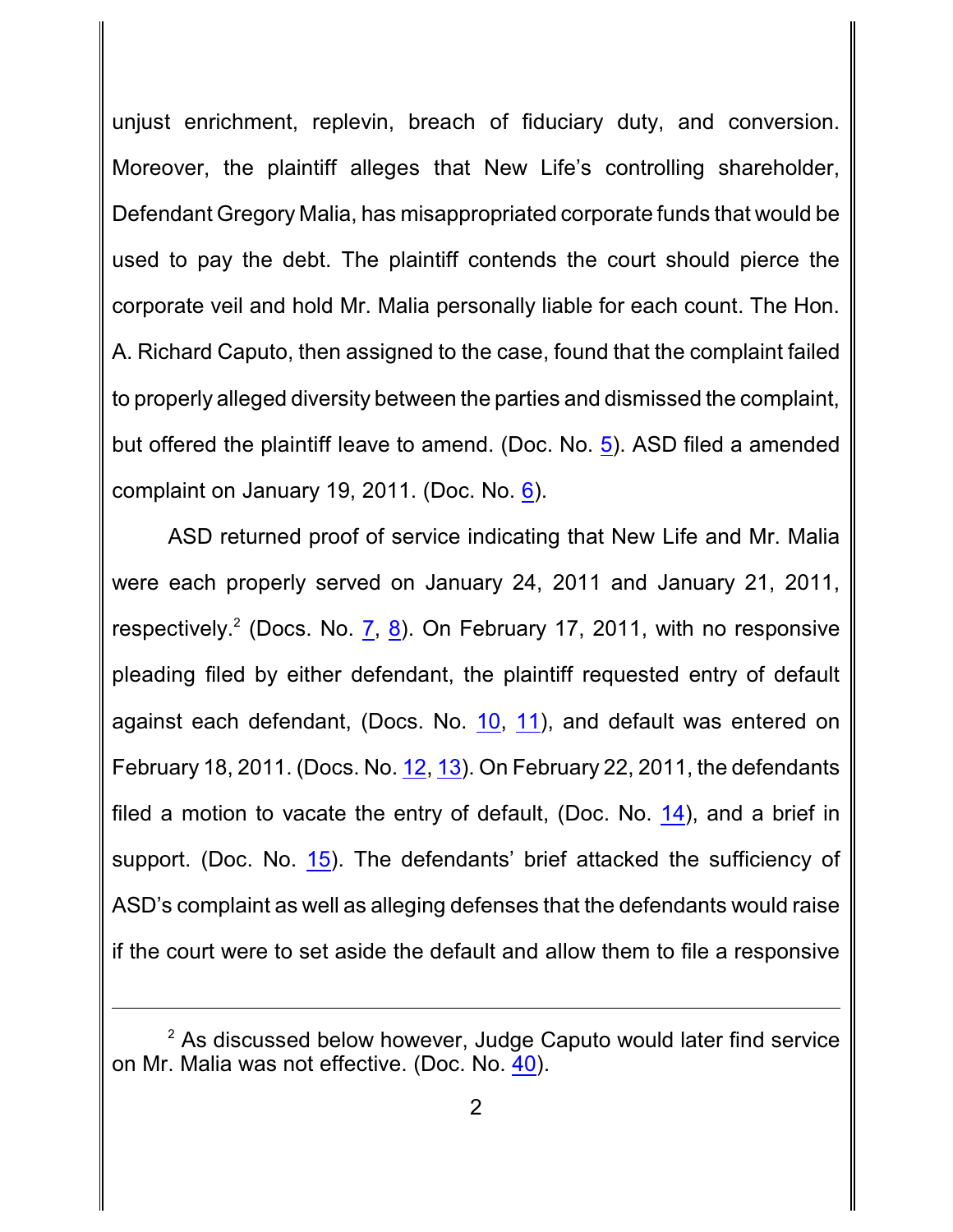unjust enrichment, replevin, breach of fiduciary duty, and conversion. Moreover, the plaintiff alleges that New Life's controlling shareholder, Defendant Gregory Malia, has misappropriated corporate funds that would be used to pay the debt. The plaintiff contends the court should pierce the corporate veil and hold Mr. Malia personally liable for each count. The Hon. A. Richard Caputo, then assigned to the case, found that the complaint failed to properly alleged diversity between the parties and dismissed the complaint, but offered the plaintiff leave to amend. (Doc. No. 5). ASD filed a amended complaint on January 19, 2011. (Doc. No. 6).

ASD returned proof of service indicating that New Life and Mr. Malia were each properly served on January 24, 2011 and January 21, 2011, respectively.[2] (Docs. No. 7, 8). On February 17, 2011, with no responsive pleading filed by either defendant, the plaintiff requested entry of default against each defendant, (Docs. No. 10, 11), and default was entered on February 18, 2011. (Docs. No. 12, 13). On February 22, 2011, the defendants filed a motion to vacate the entry of default, (Doc. No. 14), and a brief in support. (Doc. No. 15). The defendants' brief attacked the sufficiency of ASD's complaint as well as alleging defenses that the defendants would raise if the court were to set aside the default and allow them to file a responsive

---

[2] As discussed below however, Judge Caputo would later find service on Mr. Malia was not effective. (Doc. No. 40).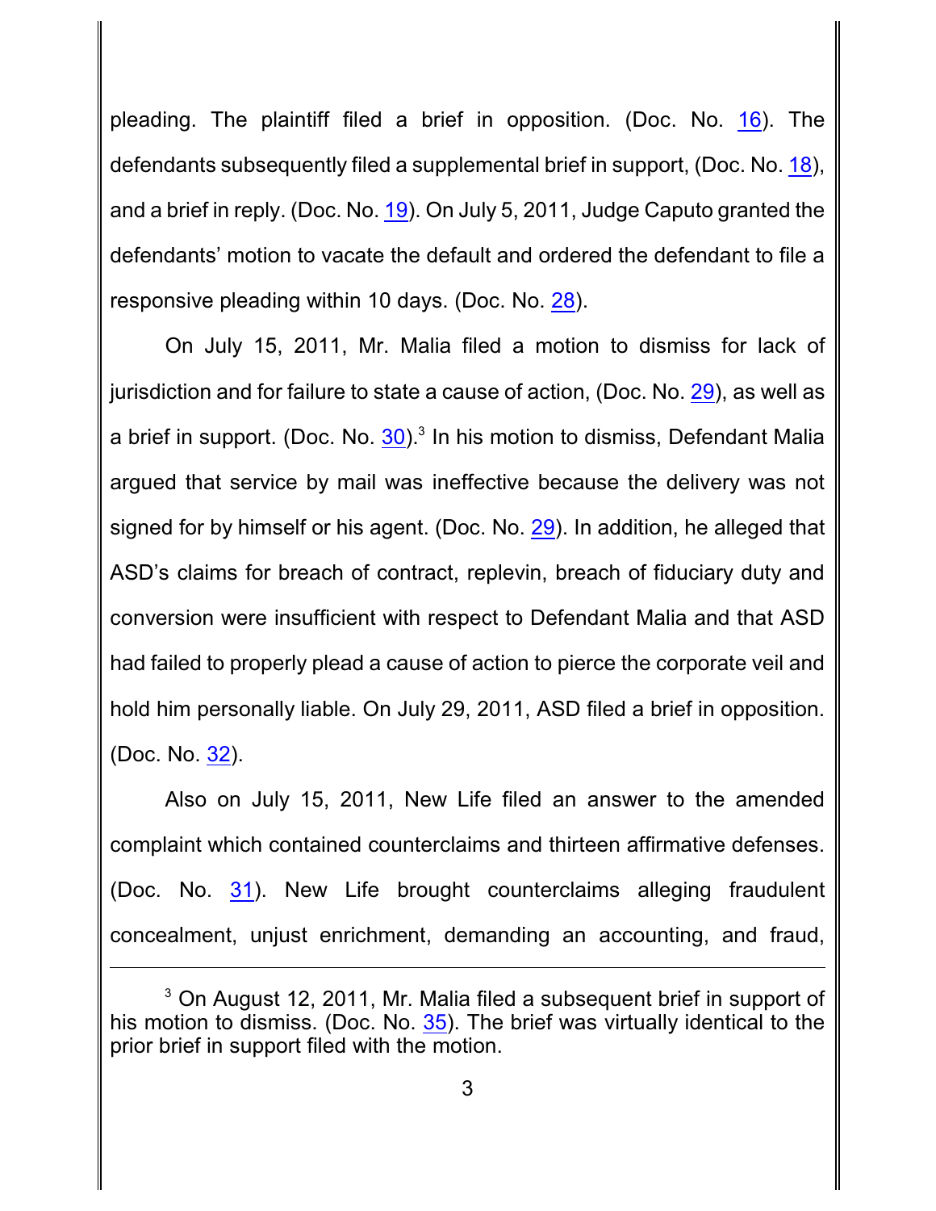pleading. The plaintiff filed a brief in opposition. (Doc. No. 16). The defendants subsequently filed a supplemental brief in support, (Doc. No. 18), and a brief in reply. (Doc. No. 19). On July 5, 2011, Judge Caputo granted the defendants' motion to vacate the default and ordered the defendant to file a responsive pleading within 10 days. (Doc. No. 28).

On July 15, 2011, Mr. Malia filed a motion to dismiss for lack of jurisdiction and for failure to state a cause of action, (Doc. No. 29), as well as a brief in support. (Doc. No. 30).[3] In his motion to dismiss, Defendant Malia argued that service by mail was ineffective because the delivery was not signed for by himself or his agent. (Doc. No. 29). In addition, he alleged that ASD's claims for breach of contract, replevin, breach of fiduciary duty and conversion were insufficient with respect to Defendant Malia and that ASD had failed to properly plead a cause of action to pierce the corporate veil and hold him personally liable. On July 29, 2011, ASD filed a brief in opposition. (Doc. No. 32).

Also on July 15, 2011, New Life filed an answer to the amended complaint which contained counterclaims and thirteen affirmative defenses. (Doc. No. 31). New Life brought counterclaims alleging fraudulent concealment, unjust enrichment, demanding an accounting, and fraud,

[3] On August 12, 2011, Mr. Malia filed a subsequent brief in support of his motion to dismiss. (Doc. No. 35). The brief was virtually identical to the prior brief in support filed with the motion.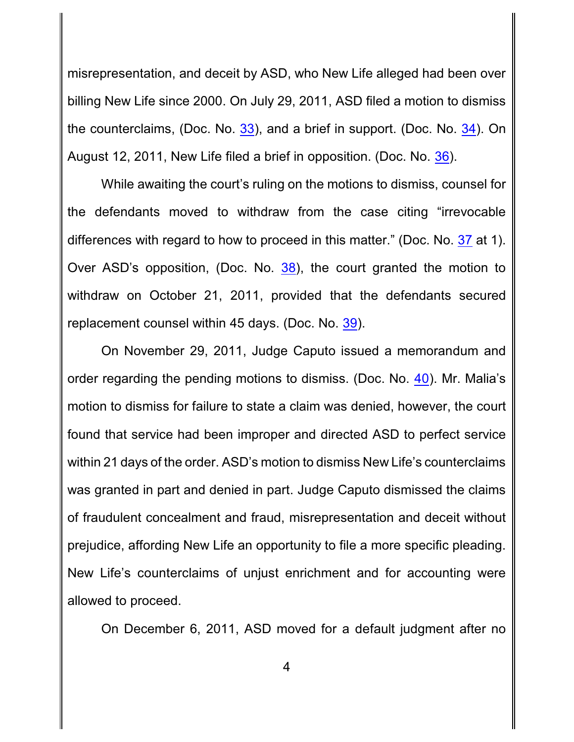misrepresentation, and deceit by ASD, who New Life alleged had been over billing New Life since 2000. On July 29, 2011, ASD filed a motion to dismiss the counterclaims, (Doc. No. 33), and a brief in support. (Doc. No. 34). On August 12, 2011, New Life filed a brief in opposition. (Doc. No. 36).

While awaiting the court's ruling on the motions to dismiss, counsel for the defendants moved to withdraw from the case citing "irrevocable differences with regard to how to proceed in this matter." (Doc. No. 37 at 1). Over ASD's opposition, (Doc. No. 38), the court granted the motion to withdraw on October 21, 2011, provided that the defendants secured replacement counsel within 45 days. (Doc. No. 39).

On November 29, 2011, Judge Caputo issued a memorandum and order regarding the pending motions to dismiss. (Doc. No. 40). Mr. Malia's motion to dismiss for failure to state a claim was denied, however, the court found that service had been improper and directed ASD to perfect service within 21 days of the order. ASD's motion to dismiss New Life's counterclaims was granted in part and denied in part. Judge Caputo dismissed the claims of fraudulent concealment and fraud, misrepresentation and deceit without prejudice, affording New Life an opportunity to file a more specific pleading. New Life's counterclaims of unjust enrichment and for accounting were allowed to proceed.

On December 6, 2011, ASD moved for a default judgment after no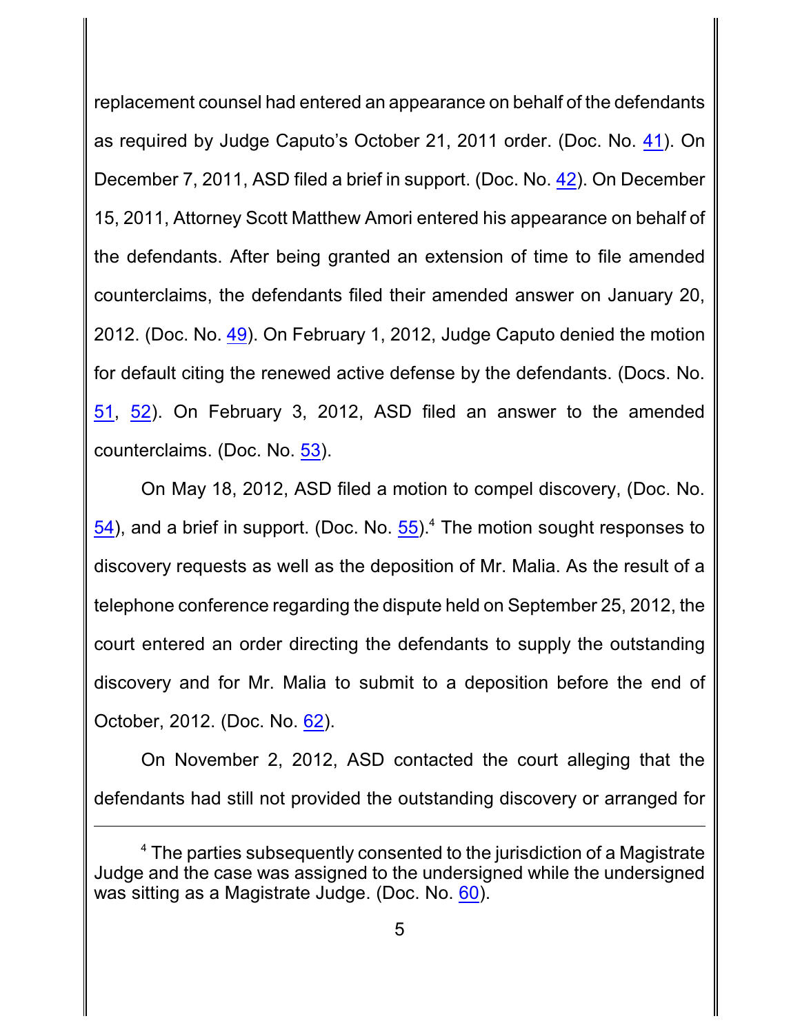replacement counsel had entered an appearance on behalf of the defendants as required by Judge Caputo's October 21, 2011 order. (Doc. No. 41). On December 7, 2011, ASD filed a brief in support. (Doc. No. 42). On December 15, 2011, Attorney Scott Matthew Amori entered his appearance on behalf of the defendants. After being granted an extension of time to file amended counterclaims, the defendants filed their amended answer on January 20, 2012. (Doc. No. 49). On February 1, 2012, Judge Caputo denied the motion for default citing the renewed active defense by the defendants. (Docs. No. 51, 52). On February 3, 2012, ASD filed an answer to the amended counterclaims. (Doc. No. 53).

On May 18, 2012, ASD filed a motion to compel discovery, (Doc. No. 54), and a brief in support. (Doc. No. 55).[4] The motion sought responses to discovery requests as well as the deposition of Mr. Malia. As the result of a telephone conference regarding the dispute held on September 25, 2012, the court entered an order directing the defendants to supply the outstanding discovery and for Mr. Malia to submit to a deposition before the end of October, 2012. (Doc. No. 62).

On November 2, 2012, ASD contacted the court alleging that the defendants had still not provided the outstanding discovery or arranged for

---

[4] The parties subsequently consented to the jurisdiction of a Magistrate Judge and the case was assigned to the undersigned while the undersigned was sitting as a Magistrate Judge. (Doc. No. 60).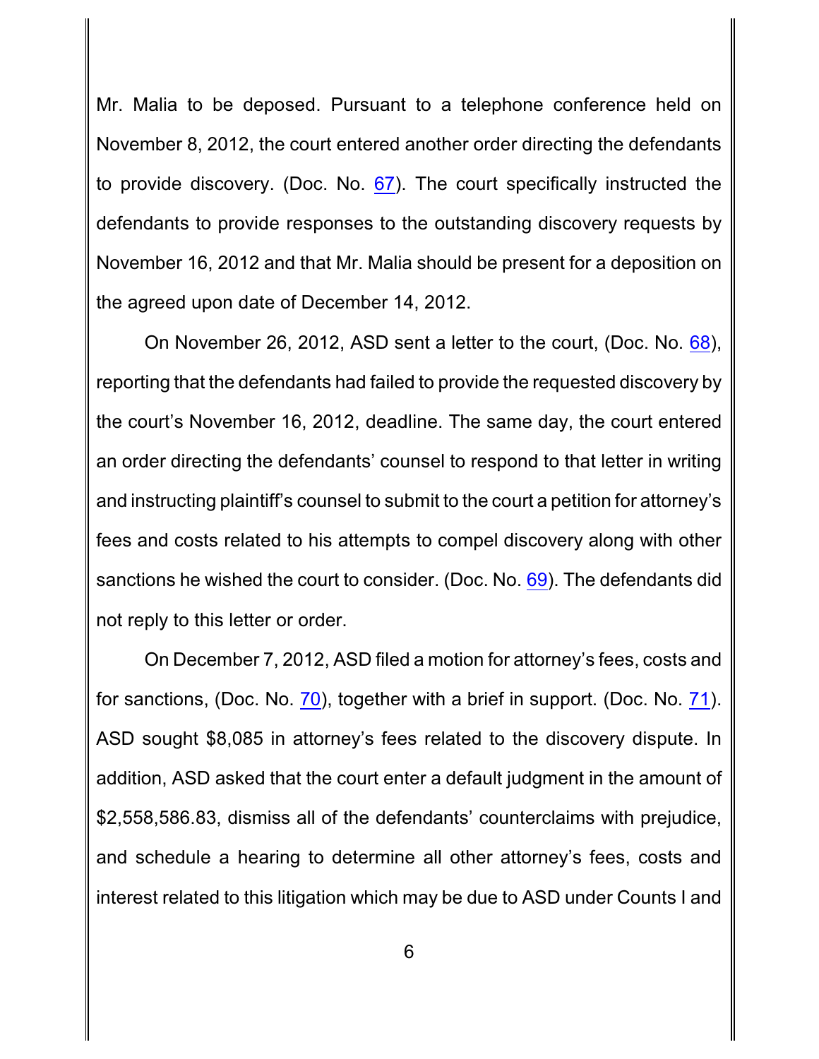Mr. Malia to be deposed. Pursuant to a telephone conference held on November 8, 2012, the court entered another order directing the defendants to provide discovery. (Doc. No. 67). The court specifically instructed the defendants to provide responses to the outstanding discovery requests by November 16, 2012 and that Mr. Malia should be present for a deposition on the agreed upon date of December 14, 2012.

On November 26, 2012, ASD sent a letter to the court, (Doc. No. 68), reporting that the defendants had failed to provide the requested discovery by the court's November 16, 2012, deadline. The same day, the court entered an order directing the defendants' counsel to respond to that letter in writing and instructing plaintiff's counsel to submit to the court a petition for attorney's fees and costs related to his attempts to compel discovery along with other sanctions he wished the court to consider. (Doc. No. 69). The defendants did not reply to this letter or order.

On December 7, 2012, ASD filed a motion for attorney's fees, costs and for sanctions, (Doc. No. 70), together with a brief in support. (Doc. No. 71). ASD sought $8,085 in attorney's fees related to the discovery dispute. In addition, ASD asked that the court enter a default judgment in the amount of $2,558,586.83, dismiss all of the defendants' counterclaims with prejudice, and schedule a hearing to determine all other attorney's fees, costs and interest related to this litigation which may be due to ASD under Counts I and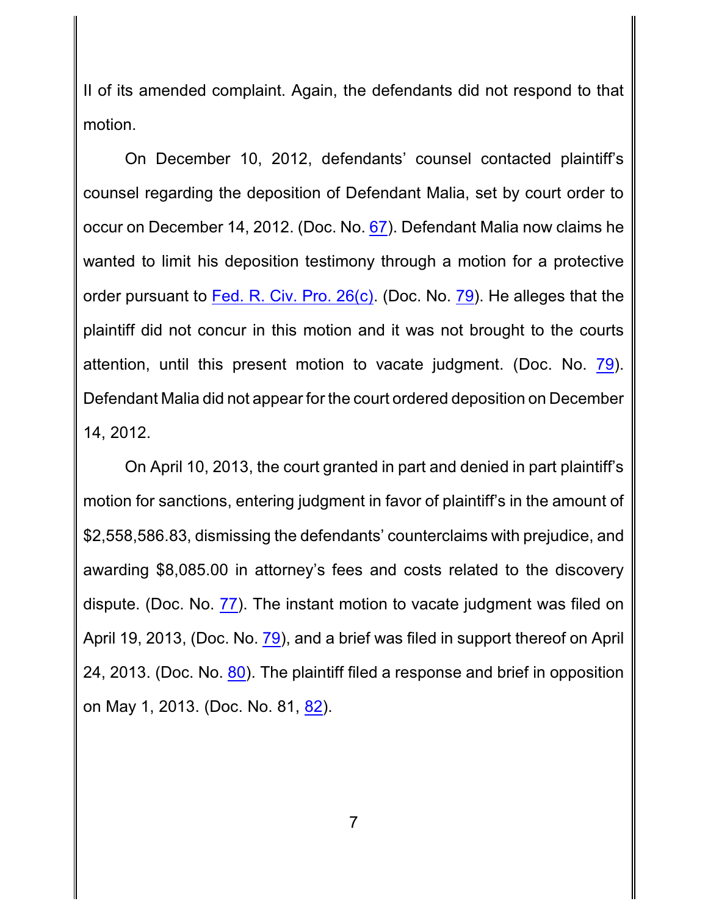II of its amended complaint. Again, the defendants did not respond to that motion.

On December 10, 2012, defendants' counsel contacted plaintiff's counsel regarding the deposition of Defendant Malia, set by court order to occur on December 14, 2012. (Doc. No. 67). Defendant Malia now claims he wanted to limit his deposition testimony through a motion for a protective order pursuant to Fed. R. Civ. Pro. 26(c). (Doc. No. 79). He alleges that the plaintiff did not concur in this motion and it was not brought to the courts attention, until this present motion to vacate judgment. (Doc. No. 79). Defendant Malia did not appear for the court ordered deposition on December 14, 2012.

On April 10, 2013, the court granted in part and denied in part plaintiff's motion for sanctions, entering judgment in favor of plaintiff's in the amount of $2,558,586.83, dismissing the defendants' counterclaims with prejudice, and awarding $8,085.00 in attorney's fees and costs related to the discovery dispute. (Doc. No. 77). The instant motion to vacate judgment was filed on April 19, 2013, (Doc. No. 79), and a brief was filed in support thereof on April 24, 2013. (Doc. No. 80). The plaintiff filed a response and brief in opposition on May 1, 2013. (Doc. No. 81, 82).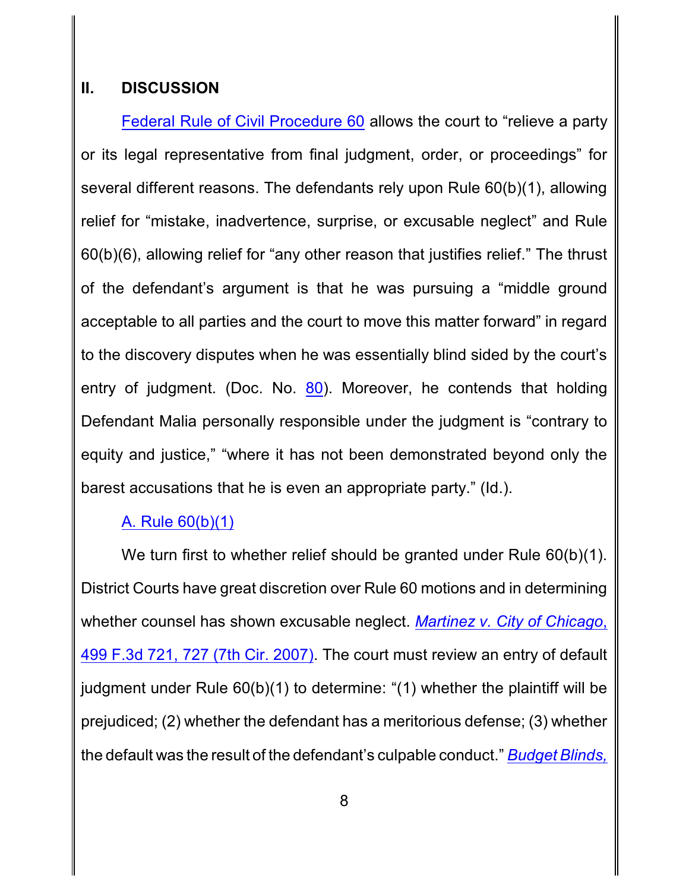## II. DISCUSSION

Federal Rule of Civil Procedure 60 allows the court to "relieve a party or its legal representative from final judgment, order, or proceedings" for several different reasons. The defendants rely upon Rule 60(b)(1), allowing relief for "mistake, inadvertence, surprise, or excusable neglect" and Rule 60(b)(6), allowing relief for "any other reason that justifies relief." The thrust of the defendant's argument is that he was pursuing a "middle ground acceptable to all parties and the court to move this matter forward" in regard to the discovery disputes when he was essentially blind sided by the court's entry of judgment. (Doc. No. 80). Moreover, he contends that holding Defendant Malia personally responsible under the judgment is "contrary to equity and justice," "where it has not been demonstrated beyond only the barest accusations that he is even an appropriate party." (Id.).

### A. Rule 60(b)(1)

We turn first to whether relief should be granted under Rule 60(b)(1). District Courts have great discretion over Rule 60 motions and in determining whether counsel has shown excusable neglect. *Martinez v. City of Chicago*, 499 F.3d 721, 727 (7th Cir. 2007). The court must review an entry of default judgment under Rule 60(b)(1) to determine: "(1) whether the plaintiff will be prejudiced; (2) whether the defendant has a meritorious defense; (3) whether the default was the result of the defendant's culpable conduct." *Budget Blinds,*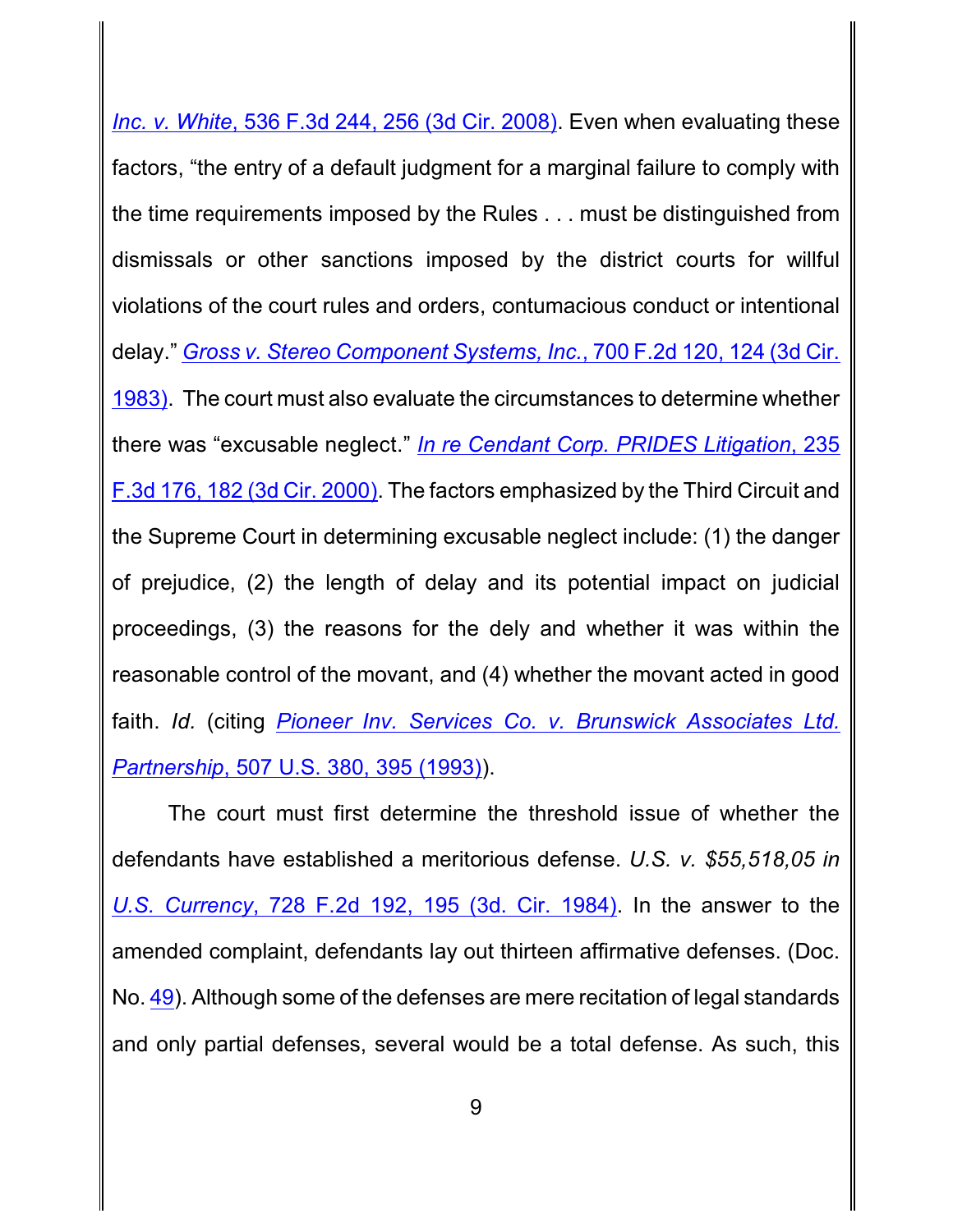*Inc. v. White*, 536 F.3d 244, 256 (3d Cir. 2008). Even when evaluating these factors, "the entry of a default judgment for a marginal failure to comply with the time requirements imposed by the Rules . . . must be distinguished from dismissals or other sanctions imposed by the district courts for willful violations of the court rules and orders, contumacious conduct or intentional delay." *Gross v. Stereo Component Systems, Inc.*, 700 F.2d 120, 124 (3d Cir. 1983). The court must also evaluate the circumstances to determine whether there was "excusable neglect." *In re Cendant Corp. PRIDES Litigation*, 235 F.3d 176, 182 (3d Cir. 2000). The factors emphasized by the Third Circuit and the Supreme Court in determining excusable neglect include: (1) the danger of prejudice, (2) the length of delay and its potential impact on judicial proceedings, (3) the reasons for the dely and whether it was within the reasonable control of the movant, and (4) whether the movant acted in good faith. *Id.* (citing *Pioneer Inv. Services Co. v. Brunswick Associates Ltd. Partnership*, 507 U.S. 380, 395 (1993)).

The court must first determine the threshold issue of whether the defendants have established a meritorious defense. *U.S. v. $55,518,05 in U.S. Currency*, 728 F.2d 192, 195 (3d. Cir. 1984). In the answer to the amended complaint, defendants lay out thirteen affirmative defenses. (Doc. No. 49). Although some of the defenses are mere recitation of legal standards and only partial defenses, several would be a total defense. As such, this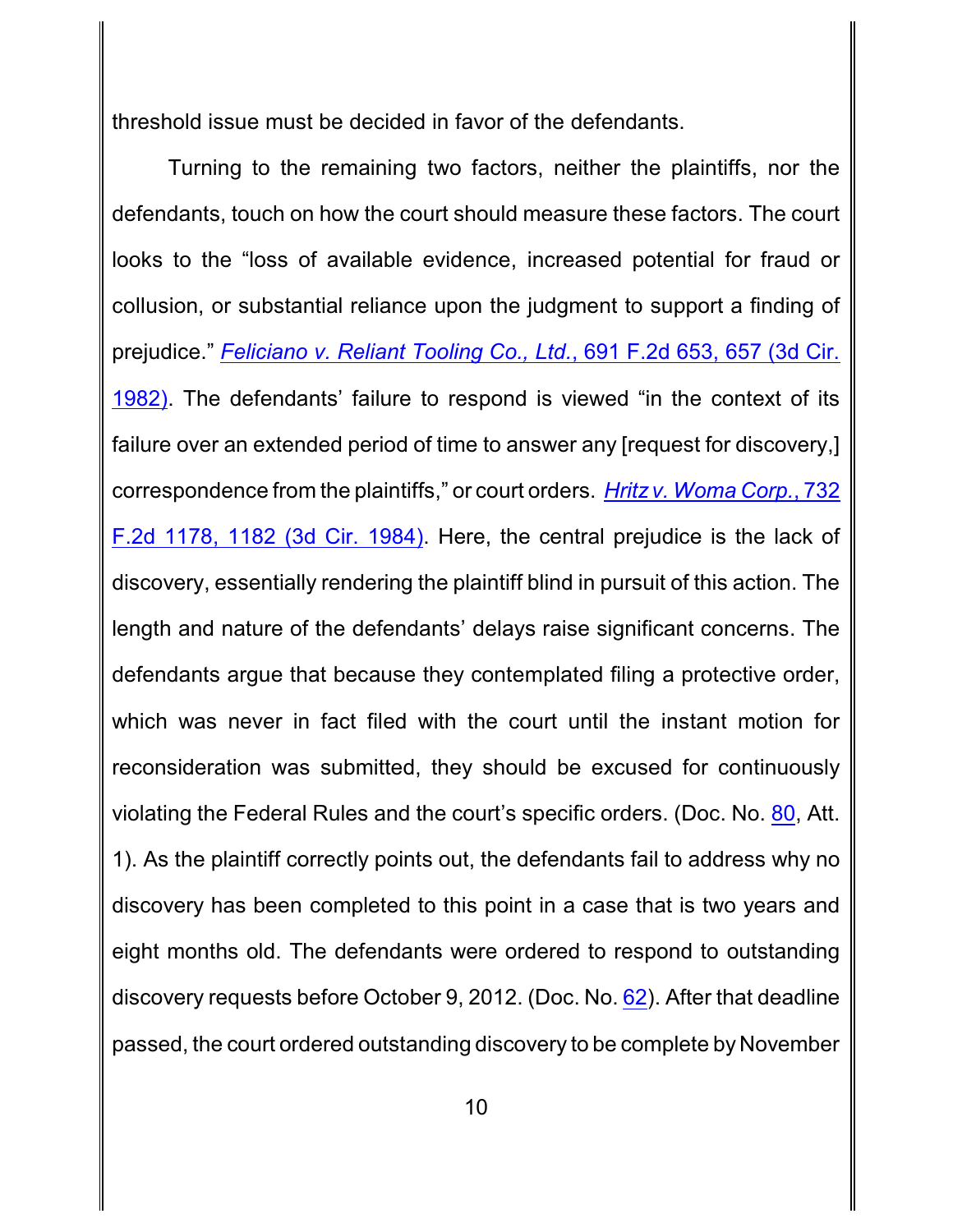threshold issue must be decided in favor of the defendants.

Turning to the remaining two factors, neither the plaintiffs, nor the defendants, touch on how the court should measure these factors. The court looks to the "loss of available evidence, increased potential for fraud or collusion, or substantial reliance upon the judgment to support a finding of prejudice." *Feliciano v. Reliant Tooling Co., Ltd.*, 691 F.2d 653, 657 (3d Cir. 1982). The defendants' failure to respond is viewed "in the context of its failure over an extended period of time to answer any [request for discovery,] correspondence from the plaintiffs," or court orders. *Hritz v. Woma Corp.*, 732 F.2d 1178, 1182 (3d Cir. 1984). Here, the central prejudice is the lack of discovery, essentially rendering the plaintiff blind in pursuit of this action. The length and nature of the defendants' delays raise significant concerns. The defendants argue that because they contemplated filing a protective order, which was never in fact filed with the court until the instant motion for reconsideration was submitted, they should be excused for continuously violating the Federal Rules and the court's specific orders. (Doc. No. 80, Att. 1). As the plaintiff correctly points out, the defendants fail to address why no discovery has been completed to this point in a case that is two years and eight months old. The defendants were ordered to respond to outstanding discovery requests before October 9, 2012. (Doc. No. 62). After that deadline passed, the court ordered outstanding discovery to be complete by November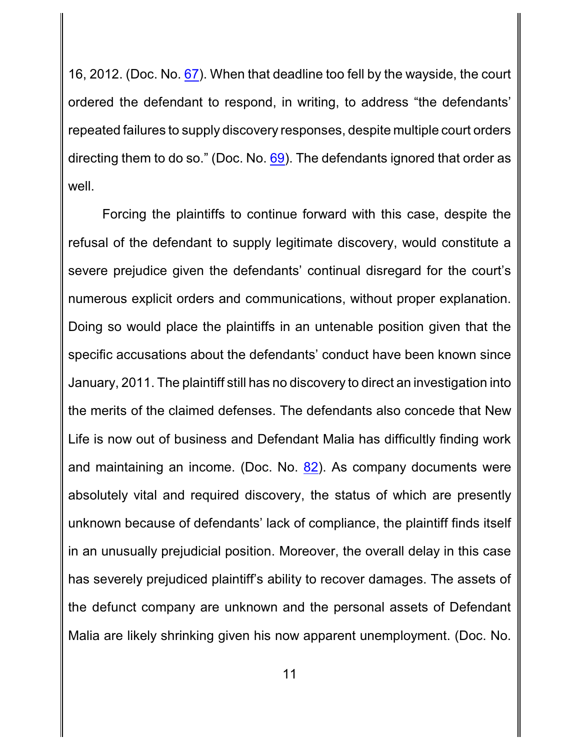16, 2012. (Doc. No. 67). When that deadline too fell by the wayside, the court ordered the defendant to respond, in writing, to address "the defendants' repeated failures to supply discovery responses, despite multiple court orders directing them to do so." (Doc. No. 69). The defendants ignored that order as well.

Forcing the plaintiffs to continue forward with this case, despite the refusal of the defendant to supply legitimate discovery, would constitute a severe prejudice given the defendants' continual disregard for the court's numerous explicit orders and communications, without proper explanation. Doing so would place the plaintiffs in an untenable position given that the specific accusations about the defendants' conduct have been known since January, 2011. The plaintiff still has no discovery to direct an investigation into the merits of the claimed defenses. The defendants also concede that New Life is now out of business and Defendant Malia has difficultly finding work and maintaining an income. (Doc. No. 82). As company documents were absolutely vital and required discovery, the status of which are presently unknown because of defendants' lack of compliance, the plaintiff finds itself in an unusually prejudicial position. Moreover, the overall delay in this case has severely prejudiced plaintiff's ability to recover damages. The assets of the defunct company are unknown and the personal assets of Defendant Malia are likely shrinking given his now apparent unemployment. (Doc. No.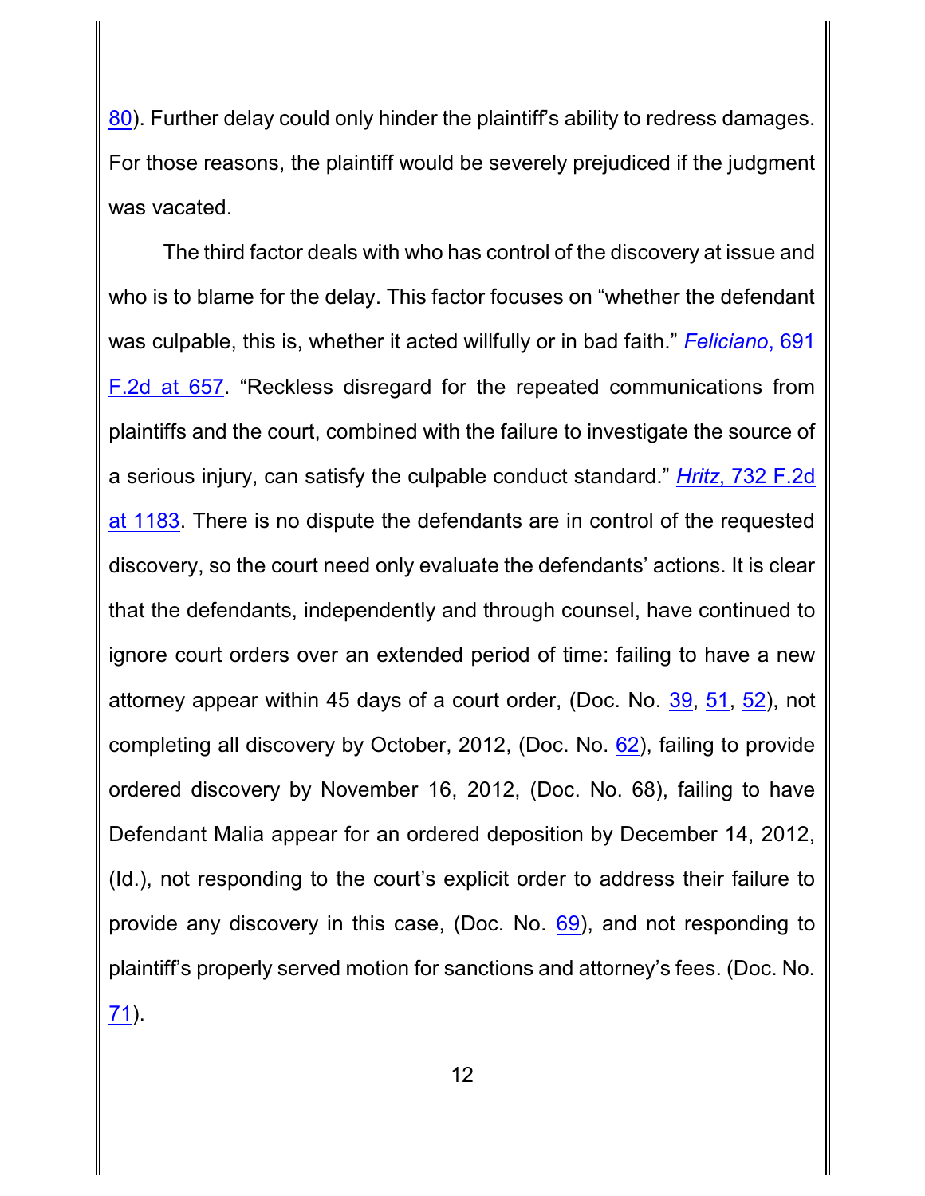80). Further delay could only hinder the plaintiff's ability to redress damages. For those reasons, the plaintiff would be severely prejudiced if the judgment was vacated.

The third factor deals with who has control of the discovery at issue and who is to blame for the delay. This factor focuses on "whether the defendant was culpable, this is, whether it acted willfully or in bad faith." *Feliciano*, 691 F.2d at 657. "Reckless disregard for the repeated communications from plaintiffs and the court, combined with the failure to investigate the source of a serious injury, can satisfy the culpable conduct standard." *Hritz*, 732 F.2d at 1183. There is no dispute the defendants are in control of the requested discovery, so the court need only evaluate the defendants' actions. It is clear that the defendants, independently and through counsel, have continued to ignore court orders over an extended period of time: failing to have a new attorney appear within 45 days of a court order, (Doc. No. 39, 51, 52), not completing all discovery by October, 2012, (Doc. No. 62), failing to provide ordered discovery by November 16, 2012, (Doc. No. 68), failing to have Defendant Malia appear for an ordered deposition by December 14, 2012, (Id.), not responding to the court's explicit order to address their failure to provide any discovery in this case, (Doc. No. 69), and not responding to plaintiff's properly served motion for sanctions and attorney's fees. (Doc. No. 71).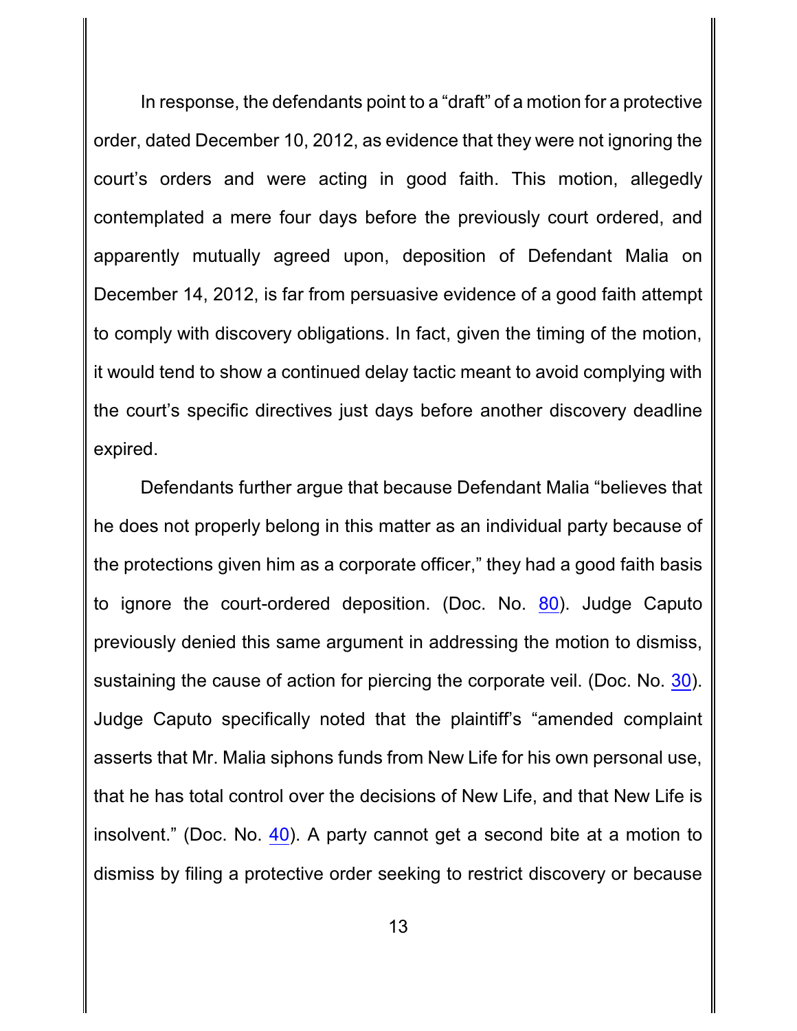In response, the defendants point to a "draft" of a motion for a protective order, dated December 10, 2012, as evidence that they were not ignoring the court's orders and were acting in good faith. This motion, allegedly contemplated a mere four days before the previously court ordered, and apparently mutually agreed upon, deposition of Defendant Malia on December 14, 2012, is far from persuasive evidence of a good faith attempt to comply with discovery obligations. In fact, given the timing of the motion, it would tend to show a continued delay tactic meant to avoid complying with the court's specific directives just days before another discovery deadline expired.

Defendants further argue that because Defendant Malia "believes that he does not properly belong in this matter as an individual party because of the protections given him as a corporate officer," they had a good faith basis to ignore the court-ordered deposition. (Doc. No. 80). Judge Caputo previously denied this same argument in addressing the motion to dismiss, sustaining the cause of action for piercing the corporate veil. (Doc. No. 30). Judge Caputo specifically noted that the plaintiff's "amended complaint asserts that Mr. Malia siphons funds from New Life for his own personal use, that he has total control over the decisions of New Life, and that New Life is insolvent." (Doc. No. 40). A party cannot get a second bite at a motion to dismiss by filing a protective order seeking to restrict discovery or because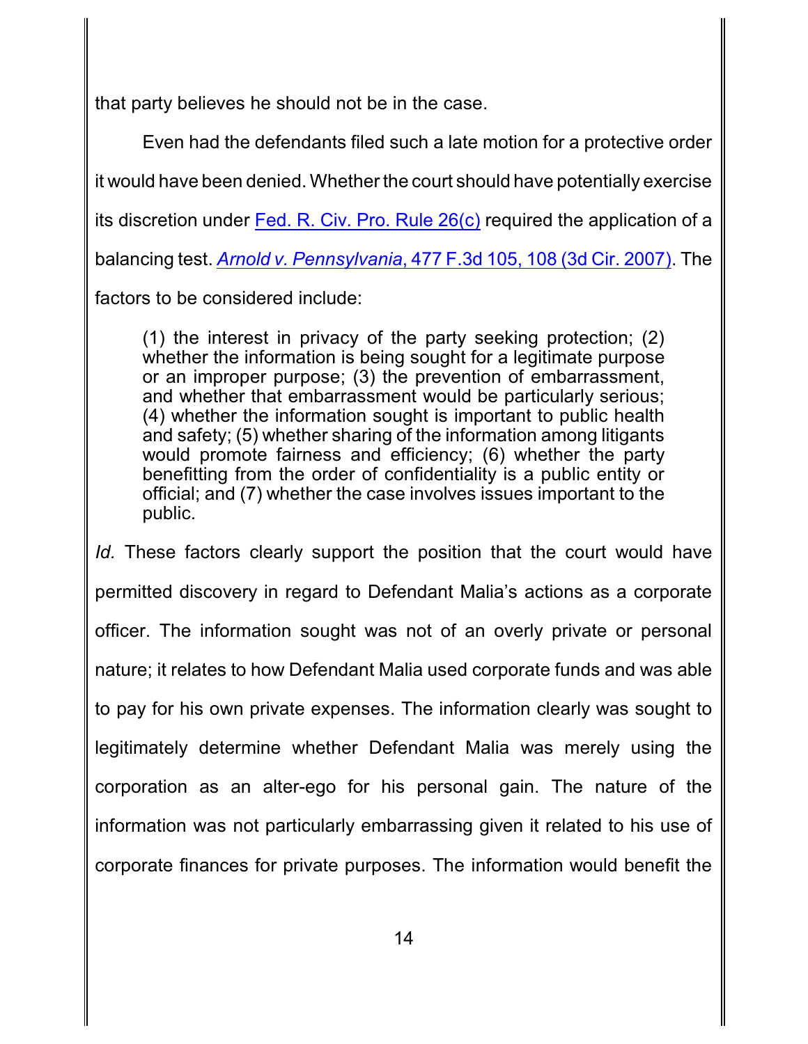that party believes he should not be in the case.

Even had the defendants filed such a late motion for a protective order it would have been denied. Whether the court should have potentially exercise its discretion under Fed. R. Civ. Pro. Rule 26(c) required the application of a balancing test. *Arnold v. Pennsylvania*, 477 F.3d 105, 108 (3d Cir. 2007). The factors to be considered include:

> (1) the interest in privacy of the party seeking protection; (2) whether the information is being sought for a legitimate purpose or an improper purpose; (3) the prevention of embarrassment, and whether that embarrassment would be particularly serious; (4) whether the information sought is important to public health and safety; (5) whether sharing of the information among litigants would promote fairness and efficiency; (6) whether the party benefitting from the order of confidentiality is a public entity or official; and (7) whether the case involves issues important to the public.

*Id.* These factors clearly support the position that the court would have permitted discovery in regard to Defendant Malia's actions as a corporate officer. The information sought was not of an overly private or personal nature; it relates to how Defendant Malia used corporate funds and was able to pay for his own private expenses. The information clearly was sought to legitimately determine whether Defendant Malia was merely using the corporation as an alter-ego for his personal gain. The nature of the information was not particularly embarrassing given it related to his use of corporate finances for private purposes. The information would benefit the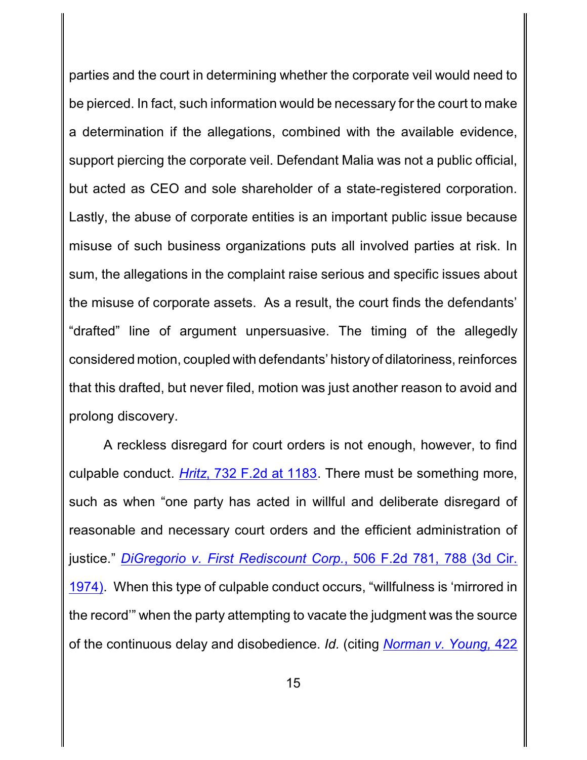parties and the court in determining whether the corporate veil would need to be pierced. In fact, such information would be necessary for the court to make a determination if the allegations, combined with the available evidence, support piercing the corporate veil. Defendant Malia was not a public official, but acted as CEO and sole shareholder of a state-registered corporation. Lastly, the abuse of corporate entities is an important public issue because misuse of such business organizations puts all involved parties at risk. In sum, the allegations in the complaint raise serious and specific issues about the misuse of corporate assets. As a result, the court finds the defendants' "drafted" line of argument unpersuasive. The timing of the allegedly considered motion, coupled with defendants' history of dilatoriness, reinforces that this drafted, but never filed, motion was just another reason to avoid and prolong discovery.

A reckless disregard for court orders is not enough, however, to find culpable conduct. *Hritz*, 732 F.2d at 1183. There must be something more, such as when "one party has acted in willful and deliberate disregard of reasonable and necessary court orders and the efficient administration of justice." *DiGregorio v. First Rediscount Corp.*, 506 F.2d 781, 788 (3d Cir. 1974). When this type of culpable conduct occurs, "willfulness is 'mirrored in the record'" when the party attempting to vacate the judgment was the source of the continuous delay and disobedience. *Id.* (citing *Norman v. Young*, 422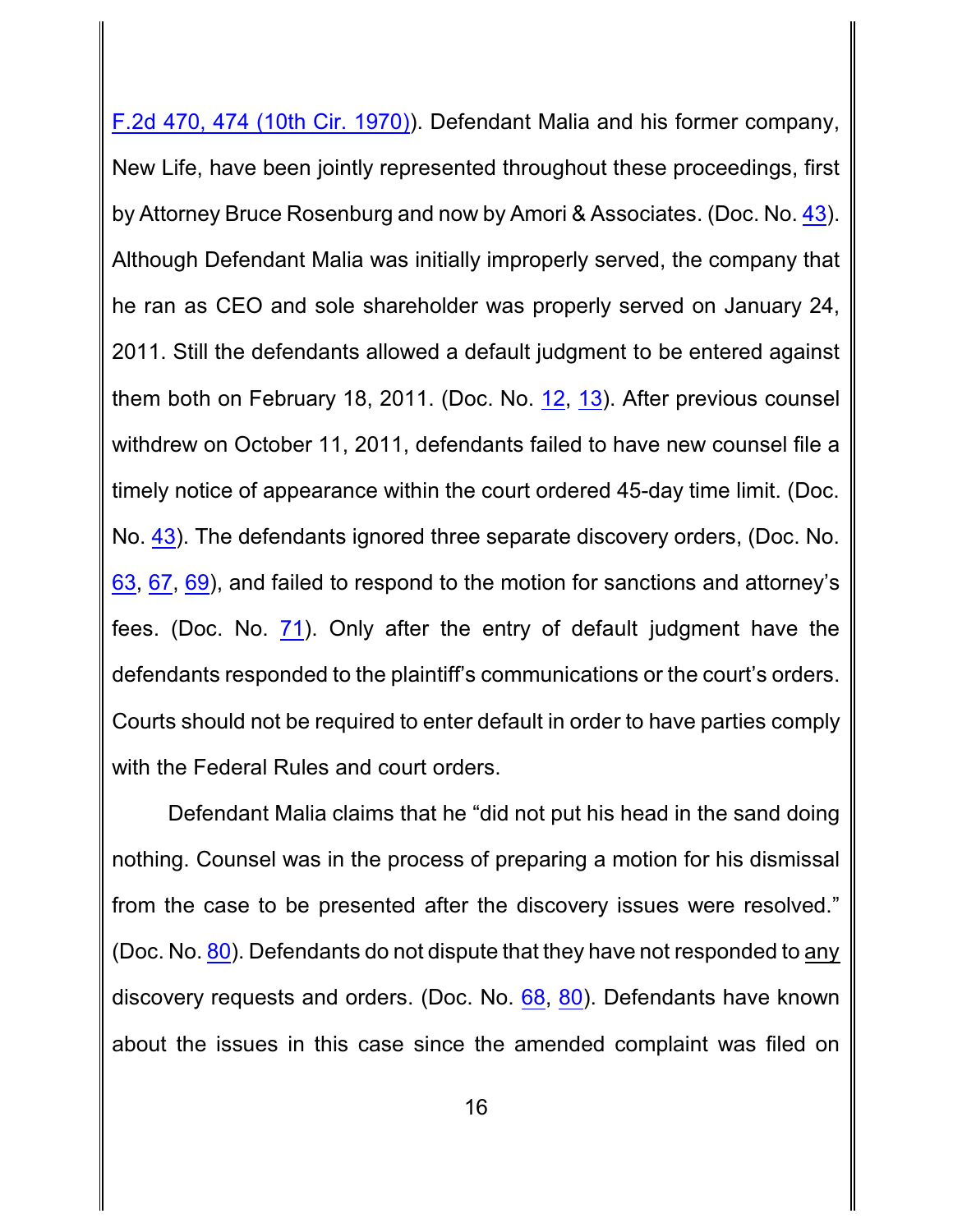F.2d 470, 474 (10th Cir. 1970)). Defendant Malia and his former company, New Life, have been jointly represented throughout these proceedings, first by Attorney Bruce Rosenburg and now by Amori & Associates. (Doc. No. 43). Although Defendant Malia was initially improperly served, the company that he ran as CEO and sole shareholder was properly served on January 24, 2011. Still the defendants allowed a default judgment to be entered against them both on February 18, 2011. (Doc. No. 12, 13). After previous counsel withdrew on October 11, 2011, defendants failed to have new counsel file a timely notice of appearance within the court ordered 45-day time limit. (Doc. No. 43). The defendants ignored three separate discovery orders, (Doc. No. 63, 67, 69), and failed to respond to the motion for sanctions and attorney's fees. (Doc. No. 71). Only after the entry of default judgment have the defendants responded to the plaintiff's communications or the court's orders. Courts should not be required to enter default in order to have parties comply with the Federal Rules and court orders.

Defendant Malia claims that he "did not put his head in the sand doing nothing. Counsel was in the process of preparing a motion for his dismissal from the case to be presented after the discovery issues were resolved." (Doc. No. 80). Defendants do not dispute that they have not responded to <u>any</u> discovery requests and orders. (Doc. No. 68, 80). Defendants have known about the issues in this case since the amended complaint was filed on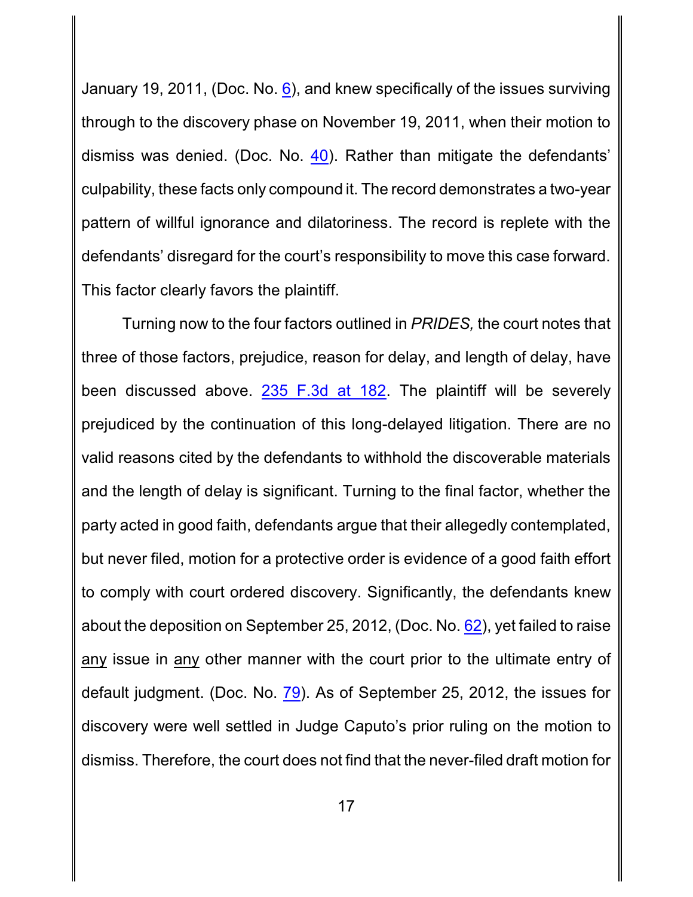January 19, 2011, (Doc. No. 6), and knew specifically of the issues surviving through to the discovery phase on November 19, 2011, when their motion to dismiss was denied. (Doc. No. 40). Rather than mitigate the defendants' culpability, these facts only compound it. The record demonstrates a two-year pattern of willful ignorance and dilatoriness. The record is replete with the defendants' disregard for the court's responsibility to move this case forward. This factor clearly favors the plaintiff.

Turning now to the four factors outlined in *PRIDES,* the court notes that three of those factors, prejudice, reason for delay, and length of delay, have been discussed above. 235 F.3d at 182. The plaintiff will be severely prejudiced by the continuation of this long-delayed litigation. There are no valid reasons cited by the defendants to withhold the discoverable materials and the length of delay is significant. Turning to the final factor, whether the party acted in good faith, defendants argue that their allegedly contemplated, but never filed, motion for a protective order is evidence of a good faith effort to comply with court ordered discovery. Significantly, the defendants knew about the deposition on September 25, 2012, (Doc. No. 62), yet failed to raise <u>any</u> issue in <u>any</u> other manner with the court prior to the ultimate entry of default judgment. (Doc. No. 79). As of September 25, 2012, the issues for discovery were well settled in Judge Caputo's prior ruling on the motion to dismiss. Therefore, the court does not find that the never-filed draft motion for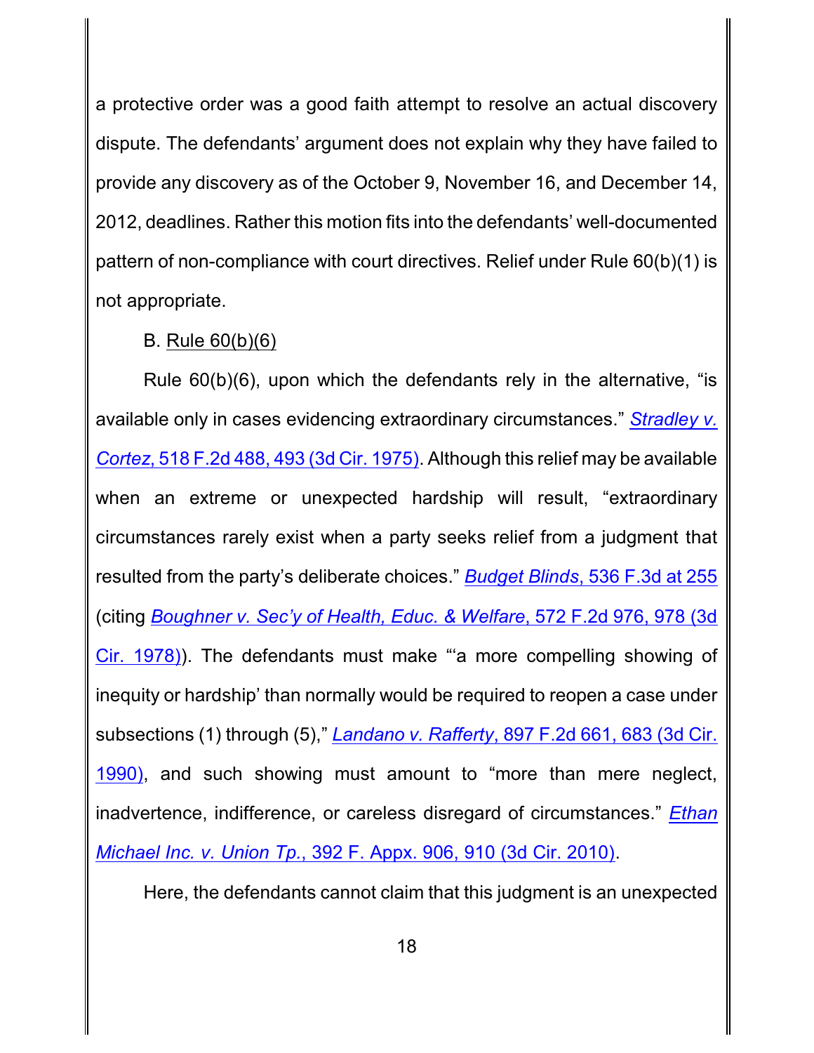a protective order was a good faith attempt to resolve an actual discovery dispute. The defendants' argument does not explain why they have failed to provide any discovery as of the October 9, November 16, and December 14, 2012, deadlines. Rather this motion fits into the defendants' well-documented pattern of non-compliance with court directives. Relief under Rule 60(b)(1) is not appropriate.

B. <u>Rule 60(b)(6)</u>

Rule 60(b)(6), upon which the defendants rely in the alternative, "is available only in cases evidencing extraordinary circumstances." *Stradley v. Cortez*, 518 F.2d 488, 493 (3d Cir. 1975). Although this relief may be available when an extreme or unexpected hardship will result, "extraordinary circumstances rarely exist when a party seeks relief from a judgment that resulted from the party's deliberate choices." *Budget Blinds*, 536 F.3d at 255 (citing *Boughner v. Sec'y of Health, Educ. & Welfare*, 572 F.2d 976, 978 (3d Cir. 1978)). The defendants must make "'a more compelling showing of inequity or hardship' than normally would be required to reopen a case under subsections (1) through (5)," *Landano v. Rafferty*, 897 F.2d 661, 683 (3d Cir. 1990), and such showing must amount to "more than mere neglect, inadvertence, indifference, or careless disregard of circumstances." *Ethan Michael Inc. v. Union Tp.*, 392 F. Appx. 906, 910 (3d Cir. 2010).

Here, the defendants cannot claim that this judgment is an unexpected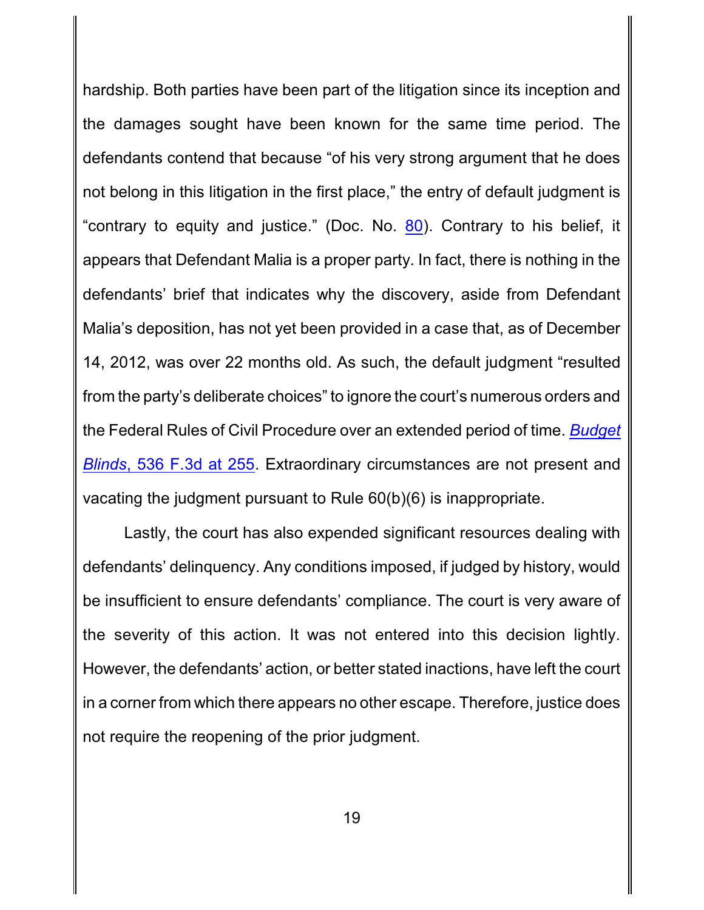hardship. Both parties have been part of the litigation since its inception and the damages sought have been known for the same time period. The defendants contend that because "of his very strong argument that he does not belong in this litigation in the first place," the entry of default judgment is "contrary to equity and justice." (Doc. No. 80). Contrary to his belief, it appears that Defendant Malia is a proper party. In fact, there is nothing in the defendants' brief that indicates why the discovery, aside from Defendant Malia's deposition, has not yet been provided in a case that, as of December 14, 2012, was over 22 months old. As such, the default judgment "resulted from the party's deliberate choices" to ignore the court's numerous orders and the Federal Rules of Civil Procedure over an extended period of time. *Budget Blinds*, 536 F.3d at 255. Extraordinary circumstances are not present and vacating the judgment pursuant to Rule 60(b)(6) is inappropriate.

Lastly, the court has also expended significant resources dealing with defendants' delinquency. Any conditions imposed, if judged by history, would be insufficient to ensure defendants' compliance. The court is very aware of the severity of this action. It was not entered into this decision lightly. However, the defendants' action, or better stated inactions, have left the court in a corner from which there appears no other escape. Therefore, justice does not require the reopening of the prior judgment.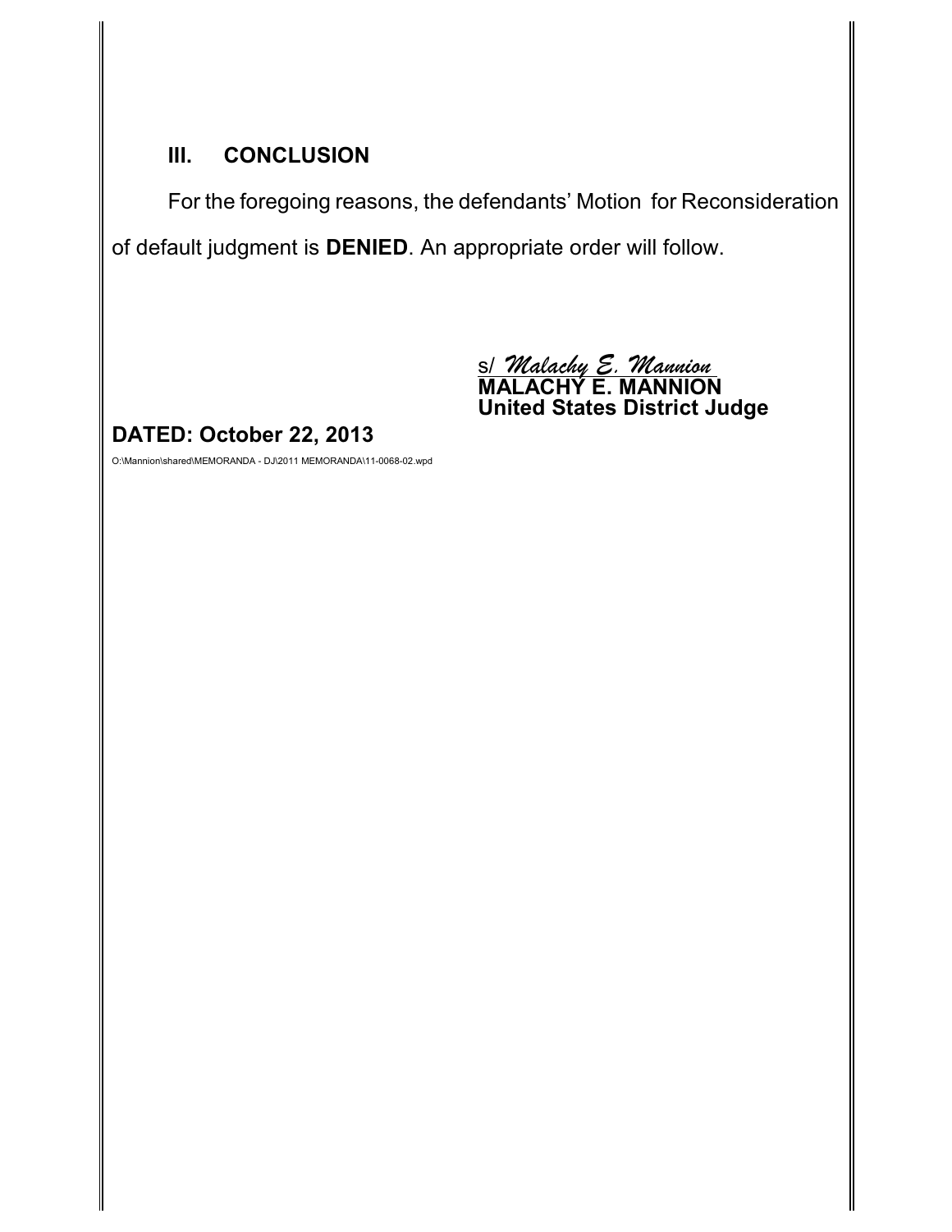## III. CONCLUSION

For the foregoing reasons, the defendants' Motion for Reconsideration of default judgment is **DENIED**. An appropriate order will follow.

s/ *Malachy E. Mannion*
**MALACHY E. MANNION**
**United States District Judge**

**DATED: October 22, 2013**

O:\Mannion\shared\MEMORANDA - DJ\2011 MEMORANDA\11-0068-02.wpd